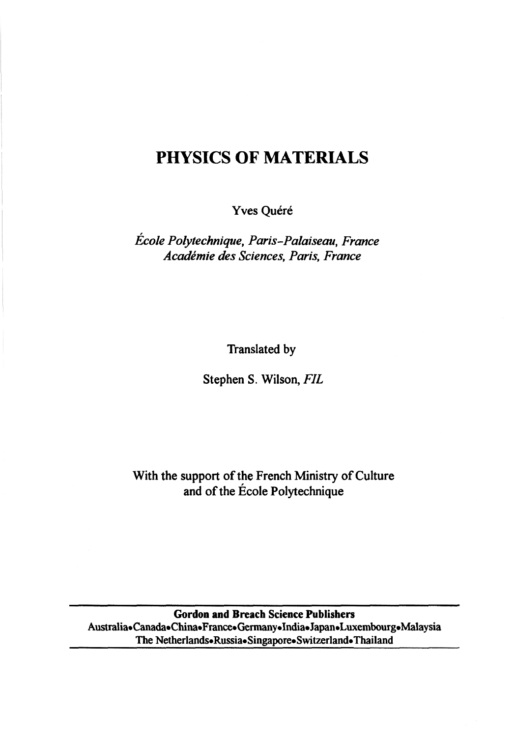# PHYSICS OF MATERIALS

Yves Quéré

*École Polytechnique, Paris-Palaiseau, France*
*Académie des Sciences, Paris, France*

Translated by

Stephen S. Wilson, *FIL*

With the support of the French Ministry of Culture
and of the École Polytechnique

**Gordon and Breach Science Publishers**
**Australia•Canada•China•France•Germany•India•Japan•Luxembourg•Malaysia**
**The Netherlands•Russia•Singapore•Switzerland•Thailand**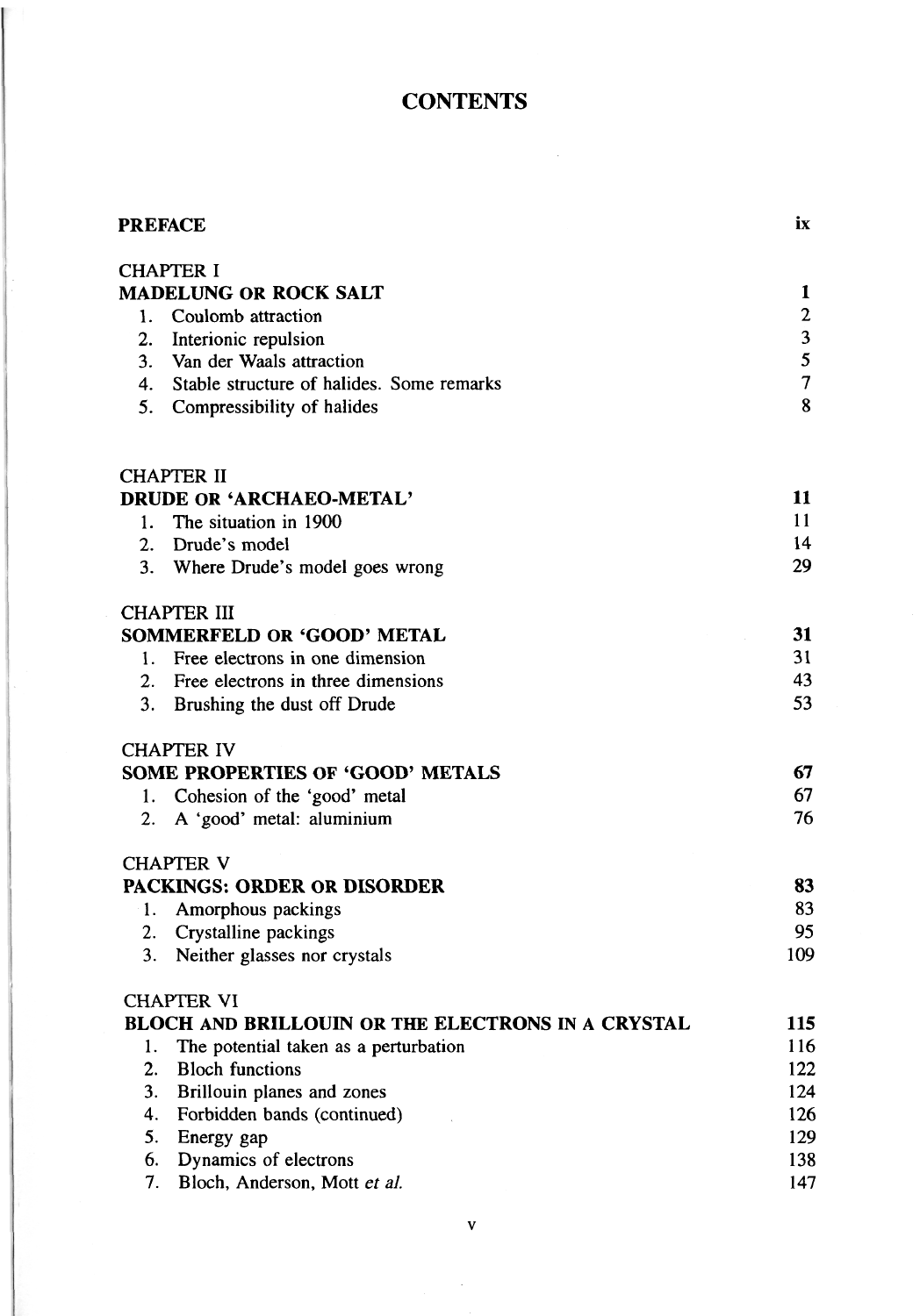# CONTENTS

| | |
|---|---|
| **PREFACE** | ix |
| CHAPTER I | |
| **MADELUNG OR ROCK SALT** | **1** |
| 1. Coulomb attraction | 2 |
| 2. Interionic repulsion | 3 |
| 3. Van der Waals attraction | 5 |
| 4. Stable structure of halides. Some remarks | 7 |
| 5. Compressibility of halides | 8 |
| CHAPTER II | |
| **DRUDE OR 'ARCHAEO-METAL'** | **11** |
| 1. The situation in 1900 | 11 |
| 2. Drude's model | 14 |
| 3. Where Drude's model goes wrong | 29 |
| CHAPTER III | |
| **SOMMERFELD OR 'GOOD' METAL** | **31** |
| 1. Free electrons in one dimension | 31 |
| 2. Free electrons in three dimensions | 43 |
| 3. Brushing the dust off Drude | 53 |
| CHAPTER IV | |
| **SOME PROPERTIES OF 'GOOD' METALS** | **67** |
| 1. Cohesion of the 'good' metal | 67 |
| 2. A 'good' metal: aluminium | 76 |
| CHAPTER V | |
| **PACKINGS: ORDER OR DISORDER** | **83** |
| 1. Amorphous packings | 83 |
| 2. Crystalline packings | 95 |
| 3. Neither glasses nor crystals | 109 |
| CHAPTER VI | |
| **BLOCH AND BRILLOUIN OR THE ELECTRONS IN A CRYSTAL** | **115** |
| 1. The potential taken as a perturbation | 116 |
| 2. Bloch functions | 122 |
| 3. Brillouin planes and zones | 124 |
| 4. Forbidden bands (continued) | 126 |
| 5. Energy gap | 129 |
| 6. Dynamics of electrons | 138 |
| 7. Bloch, Anderson, Mott *et al.* | 147 |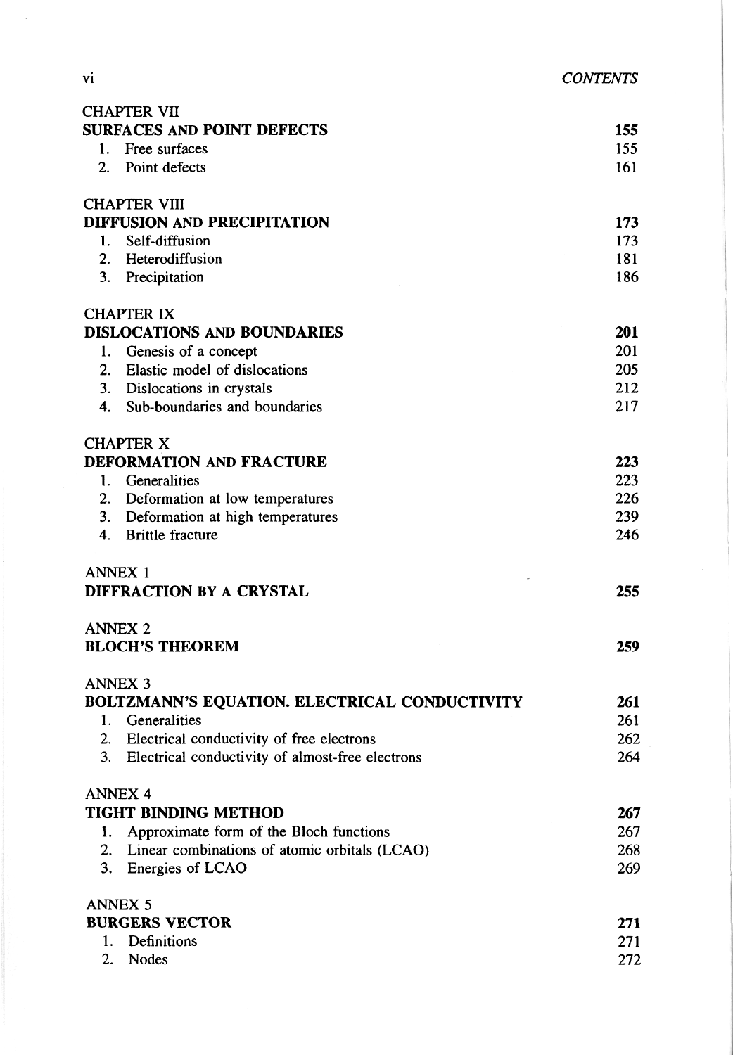CHAPTER VII

**SURFACES AND POINT DEFECTS** 155

1. Free surfaces 155
2. Point defects 161

CHAPTER VIII

**DIFFUSION AND PRECIPITATION** 173

1. Self-diffusion 173
2. Heterodiffusion 181
3. Precipitation 186

CHAPTER IX

**DISLOCATIONS AND BOUNDARIES** 201

1. Genesis of a concept 201
2. Elastic model of dislocations 205
3. Dislocations in crystals 212
4. Sub-boundaries and boundaries 217

CHAPTER X

**DEFORMATION AND FRACTURE** 223

1. Generalities 223
2. Deformation at low temperatures 226
3. Deformation at high temperatures 239
4. Brittle fracture 246

ANNEX 1

**DIFFRACTION BY A CRYSTAL** 255

ANNEX 2

**BLOCH'S THEOREM** 259

ANNEX 3

**BOLTZMANN'S EQUATION. ELECTRICAL CONDUCTIVITY** 261

1. Generalities 261
2. Electrical conductivity of free electrons 262
3. Electrical conductivity of almost-free electrons 264

ANNEX 4

**TIGHT BINDING METHOD** 267

1. Approximate form of the Bloch functions 267
2. Linear combinations of atomic orbitals (LCAO) 268
3. Energies of LCAO 269

ANNEX 5

**BURGERS VECTOR** 271

1. Definitions 271
2. Nodes 272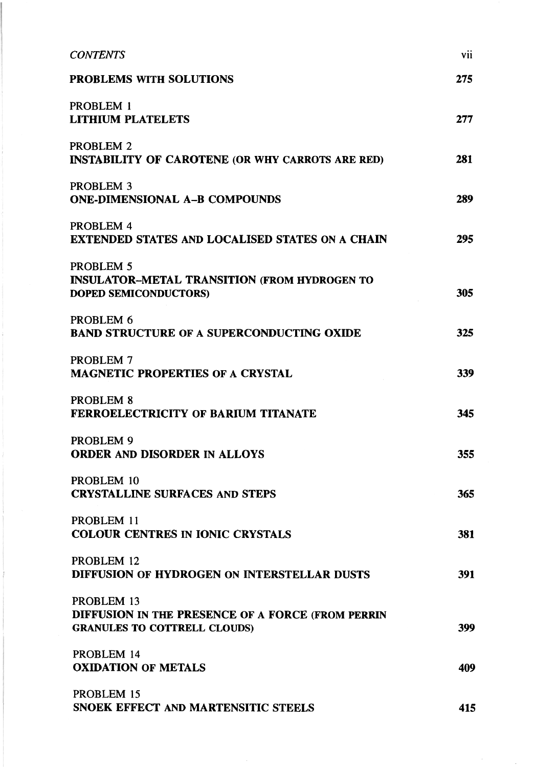| | |
|---|---|
| **PROBLEMS WITH SOLUTIONS** | **275** |
| PROBLEM 1<br>**LITHIUM PLATELETS** | **277** |
| PROBLEM 2<br>**INSTABILITY OF CAROTENE (OR WHY CARROTS ARE RED)** | **281** |
| PROBLEM 3<br>**ONE-DIMENSIONAL A–B COMPOUNDS** | **289** |
| PROBLEM 4<br>**EXTENDED STATES AND LOCALISED STATES ON A CHAIN** | **295** |
| PROBLEM 5<br>**INSULATOR–METAL TRANSITION (FROM HYDROGEN TO DOPED SEMICONDUCTORS)** | **305** |
| PROBLEM 6<br>**BAND STRUCTURE OF A SUPERCONDUCTING OXIDE** | **325** |
| PROBLEM 7<br>**MAGNETIC PROPERTIES OF A CRYSTAL** | **339** |
| PROBLEM 8<br>**FERROELECTRICITY OF BARIUM TITANATE** | **345** |
| PROBLEM 9<br>**ORDER AND DISORDER IN ALLOYS** | **355** |
| PROBLEM 10<br>**CRYSTALLINE SURFACES AND STEPS** | **365** |
| PROBLEM 11<br>**COLOUR CENTRES IN IONIC CRYSTALS** | **381** |
| PROBLEM 12<br>**DIFFUSION OF HYDROGEN ON INTERSTELLAR DUSTS** | **391** |
| PROBLEM 13<br>**DIFFUSION IN THE PRESENCE OF A FORCE (FROM PERRIN GRANULES TO COTTRELL CLOUDS)** | **399** |
| PROBLEM 14<br>**OXIDATION OF METALS** | **409** |
| PROBLEM 15<br>**SNOEK EFFECT AND MARTENSITIC STEELS** | **415** |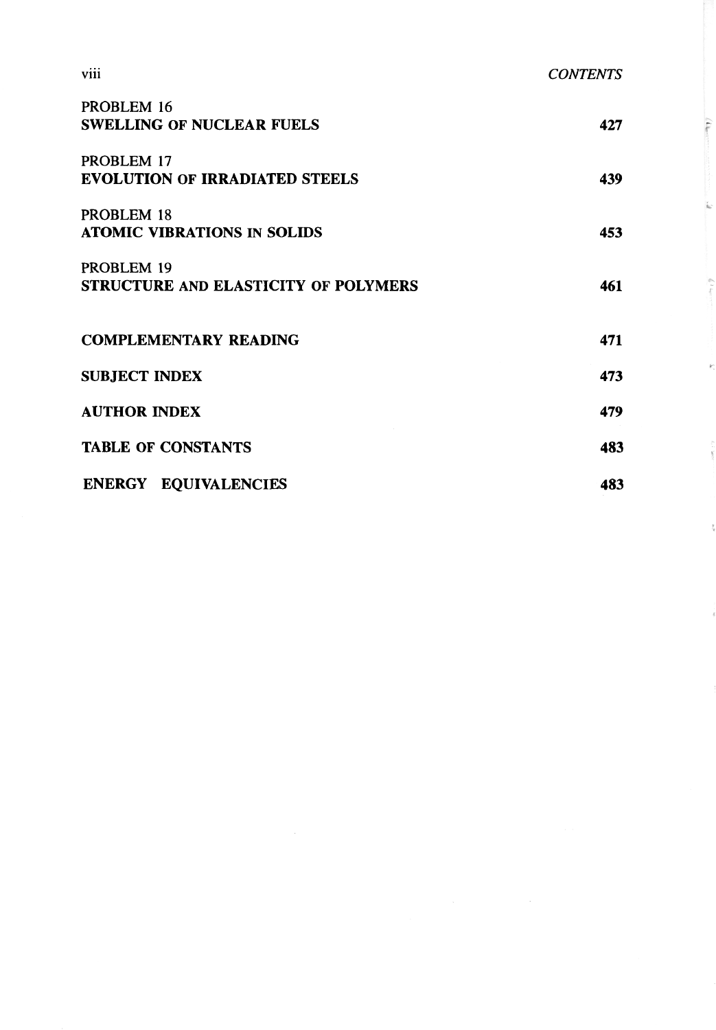PROBLEM 16
**SWELLING OF NUCLEAR FUELS** **427**

PROBLEM 17
**EVOLUTION OF IRRADIATED STEELS** **439**

PROBLEM 18
**ATOMIC VIBRATIONS IN SOLIDS** **453**

PROBLEM 19
**STRUCTURE AND ELASTICITY OF POLYMERS** **461**

**COMPLEMENTARY READING** **471**

**SUBJECT INDEX** **473**

**AUTHOR INDEX** **479**

**TABLE OF CONSTANTS** **483**

**ENERGY EQUIVALENCIES** **483**